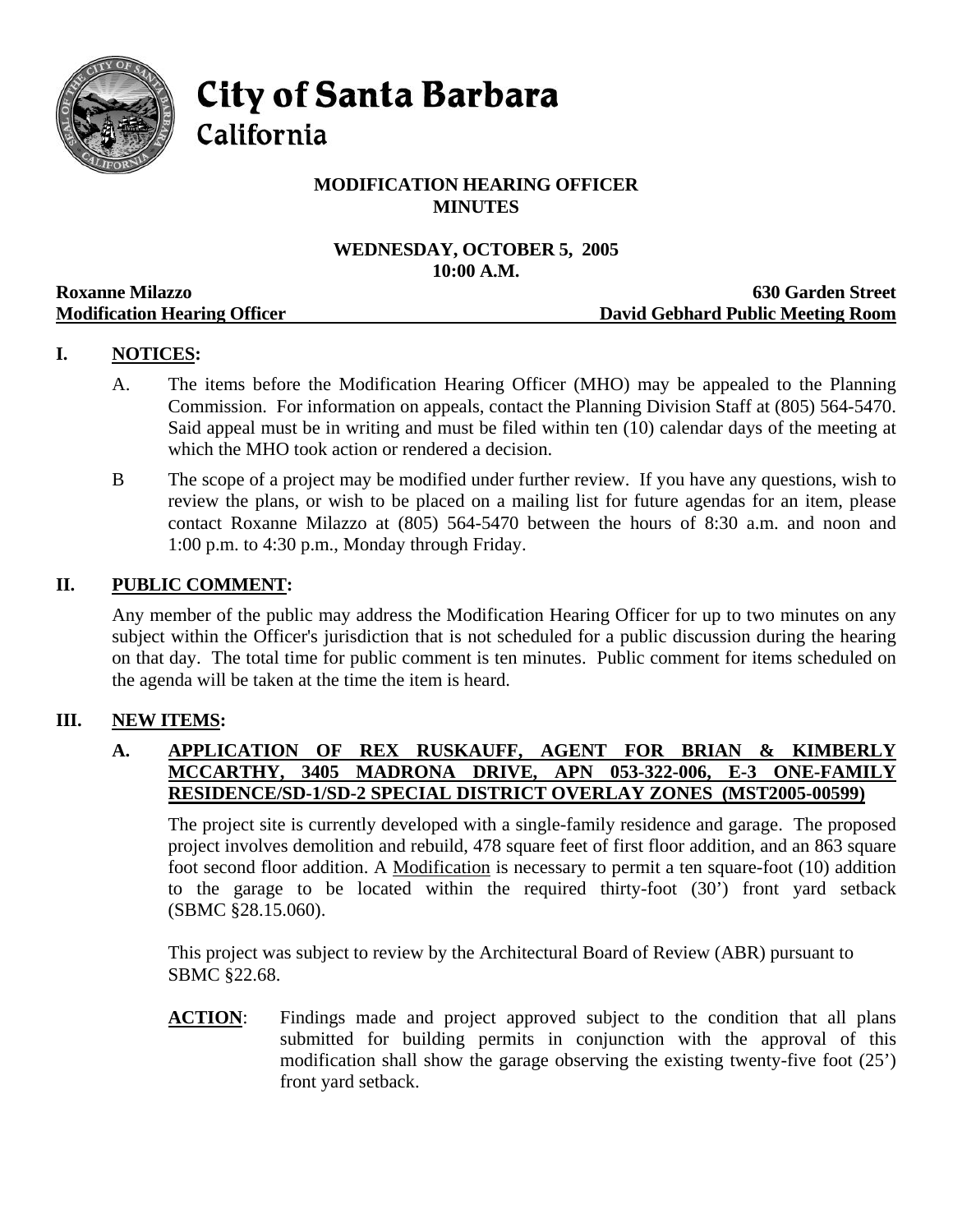# City of Santa Barbara
## California

**MODIFICATION HEARING OFFICER**
**MINUTES**

**WEDNESDAY, OCTOBER 5, 2005**
**10:00 A.M.**

**Roxanne Milazzo** — **630 Garden Street**
**Modification Hearing Officer** — **David Gebhard Public Meeting Room**

## I. NOTICES:

A. The items before the Modification Hearing Officer (MHO) may be appealed to the Planning Commission. For information on appeals, contact the Planning Division Staff at (805) 564-5470. Said appeal must be in writing and must be filed within ten (10) calendar days of the meeting at which the MHO took action or rendered a decision.

B The scope of a project may be modified under further review. If you have any questions, wish to review the plans, or wish to be placed on a mailing list for future agendas for an item, please contact Roxanne Milazzo at (805) 564-5470 between the hours of 8:30 a.m. and noon and 1:00 p.m. to 4:30 p.m., Monday through Friday.

## II. PUBLIC COMMENT:

Any member of the public may address the Modification Hearing Officer for up to two minutes on any subject within the Officer's jurisdiction that is not scheduled for a public discussion during the hearing on that day. The total time for public comment is ten minutes. Public comment for items scheduled on the agenda will be taken at the time the item is heard.

## III. NEW ITEMS:

### A. APPLICATION OF REX RUSKAUFF, AGENT FOR BRIAN & KIMBERLY MCCARTHY, 3405 MADRONA DRIVE, APN 053-322-006, E-3 ONE-FAMILY RESIDENCE/SD-1/SD-2 SPECIAL DISTRICT OVERLAY ZONES (MST2005-00599)

The project site is currently developed with a single-family residence and garage. The proposed project involves demolition and rebuild, 478 square feet of first floor addition, and an 863 square foot second floor addition. A Modification is necessary to permit a ten square-foot (10) addition to the garage to be located within the required thirty-foot (30') front yard setback (SBMC §28.15.060).

This project was subject to review by the Architectural Board of Review (ABR) pursuant to SBMC §22.68.

**ACTION**: Findings made and project approved subject to the condition that all plans submitted for building permits in conjunction with the approval of this modification shall show the garage observing the existing twenty-five foot (25') front yard setback.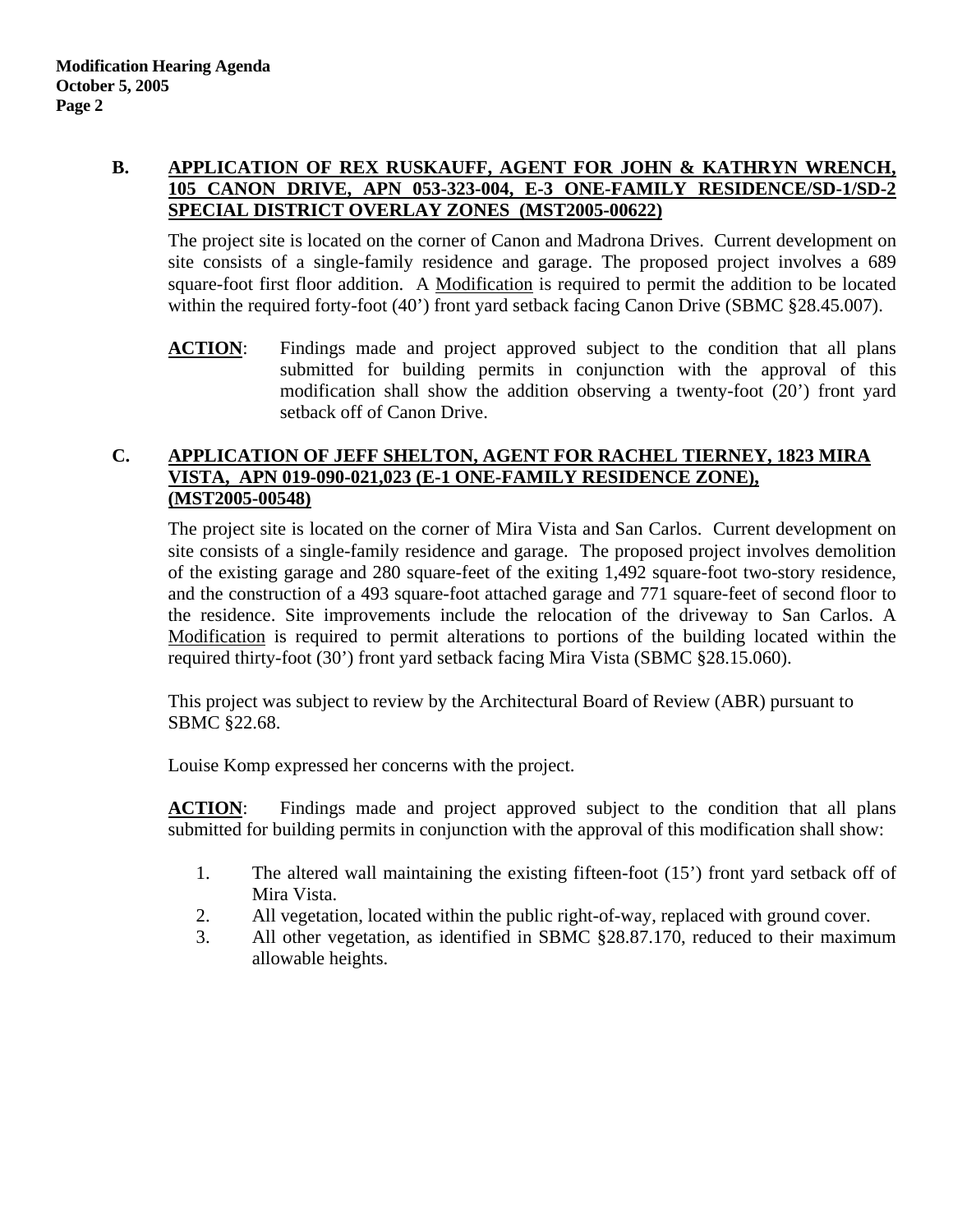**B. APPLICATION OF REX RUSKAUFF, AGENT FOR JOHN & KATHRYN WRENCH, 105 CANON DRIVE, APN 053-323-004, E-3 ONE-FAMILY RESIDENCE/SD-1/SD-2 SPECIAL DISTRICT OVERLAY ZONES (MST2005-00622)**

The project site is located on the corner of Canon and Madrona Drives. Current development on site consists of a single-family residence and garage. The proposed project involves a 689 square-foot first floor addition. A Modification is required to permit the addition to be located within the required forty-foot (40') front yard setback facing Canon Drive (SBMC §28.45.007).

**ACTION**: Findings made and project approved subject to the condition that all plans submitted for building permits in conjunction with the approval of this modification shall show the addition observing a twenty-foot (20') front yard setback off of Canon Drive.

**C. APPLICATION OF JEFF SHELTON, AGENT FOR RACHEL TIERNEY, 1823 MIRA VISTA, APN 019-090-021,023 (E-1 ONE-FAMILY RESIDENCE ZONE), (MST2005-00548)**

The project site is located on the corner of Mira Vista and San Carlos. Current development on site consists of a single-family residence and garage. The proposed project involves demolition of the existing garage and 280 square-feet of the exiting 1,492 square-foot two-story residence, and the construction of a 493 square-foot attached garage and 771 square-feet of second floor to the residence. Site improvements include the relocation of the driveway to San Carlos. A Modification is required to permit alterations to portions of the building located within the required thirty-foot (30') front yard setback facing Mira Vista (SBMC §28.15.060).

This project was subject to review by the Architectural Board of Review (ABR) pursuant to SBMC §22.68.

Louise Komp expressed her concerns with the project.

**ACTION**: Findings made and project approved subject to the condition that all plans submitted for building permits in conjunction with the approval of this modification shall show:

1. The altered wall maintaining the existing fifteen-foot (15') front yard setback off of Mira Vista.
2. All vegetation, located within the public right-of-way, replaced with ground cover.
3. All other vegetation, as identified in SBMC §28.87.170, reduced to their maximum allowable heights.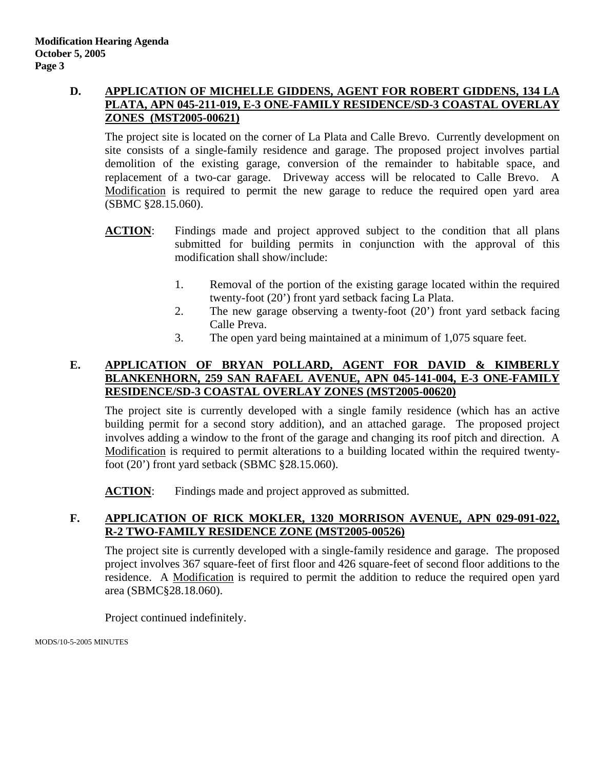**D. APPLICATION OF MICHELLE GIDDENS, AGENT FOR ROBERT GIDDENS, 134 LA PLATA, APN 045-211-019, E-3 ONE-FAMILY RESIDENCE/SD-3 COASTAL OVERLAY ZONES (MST2005-00621)**

The project site is located on the corner of La Plata and Calle Brevo. Currently development on site consists of a single-family residence and garage. The proposed project involves partial demolition of the existing garage, conversion of the remainder to habitable space, and replacement of a two-car garage. Driveway access will be relocated to Calle Brevo. A Modification is required to permit the new garage to reduce the required open yard area (SBMC §28.15.060).

**ACTION**: Findings made and project approved subject to the condition that all plans submitted for building permits in conjunction with the approval of this modification shall show/include:

1. Removal of the portion of the existing garage located within the required twenty-foot (20') front yard setback facing La Plata.
2. The new garage observing a twenty-foot (20') front yard setback facing Calle Preva.
3. The open yard being maintained at a minimum of 1,075 square feet.

**E. APPLICATION OF BRYAN POLLARD, AGENT FOR DAVID & KIMBERLY BLANKENHORN, 259 SAN RAFAEL AVENUE, APN 045-141-004, E-3 ONE-FAMILY RESIDENCE/SD-3 COASTAL OVERLAY ZONES (MST2005-00620)**

The project site is currently developed with a single family residence (which has an active building permit for a second story addition), and an attached garage. The proposed project involves adding a window to the front of the garage and changing its roof pitch and direction. A Modification is required to permit alterations to a building located within the required twenty-foot (20') front yard setback (SBMC §28.15.060).

**ACTION**: Findings made and project approved as submitted.

**F. APPLICATION OF RICK MOKLER, 1320 MORRISON AVENUE, APN 029-091-022, R-2 TWO-FAMILY RESIDENCE ZONE (MST2005-00526)**

The project site is currently developed with a single-family residence and garage. The proposed project involves 367 square-feet of first floor and 426 square-feet of second floor additions to the residence. A Modification is required to permit the addition to reduce the required open yard area (SBMC§28.18.060).

Project continued indefinitely.